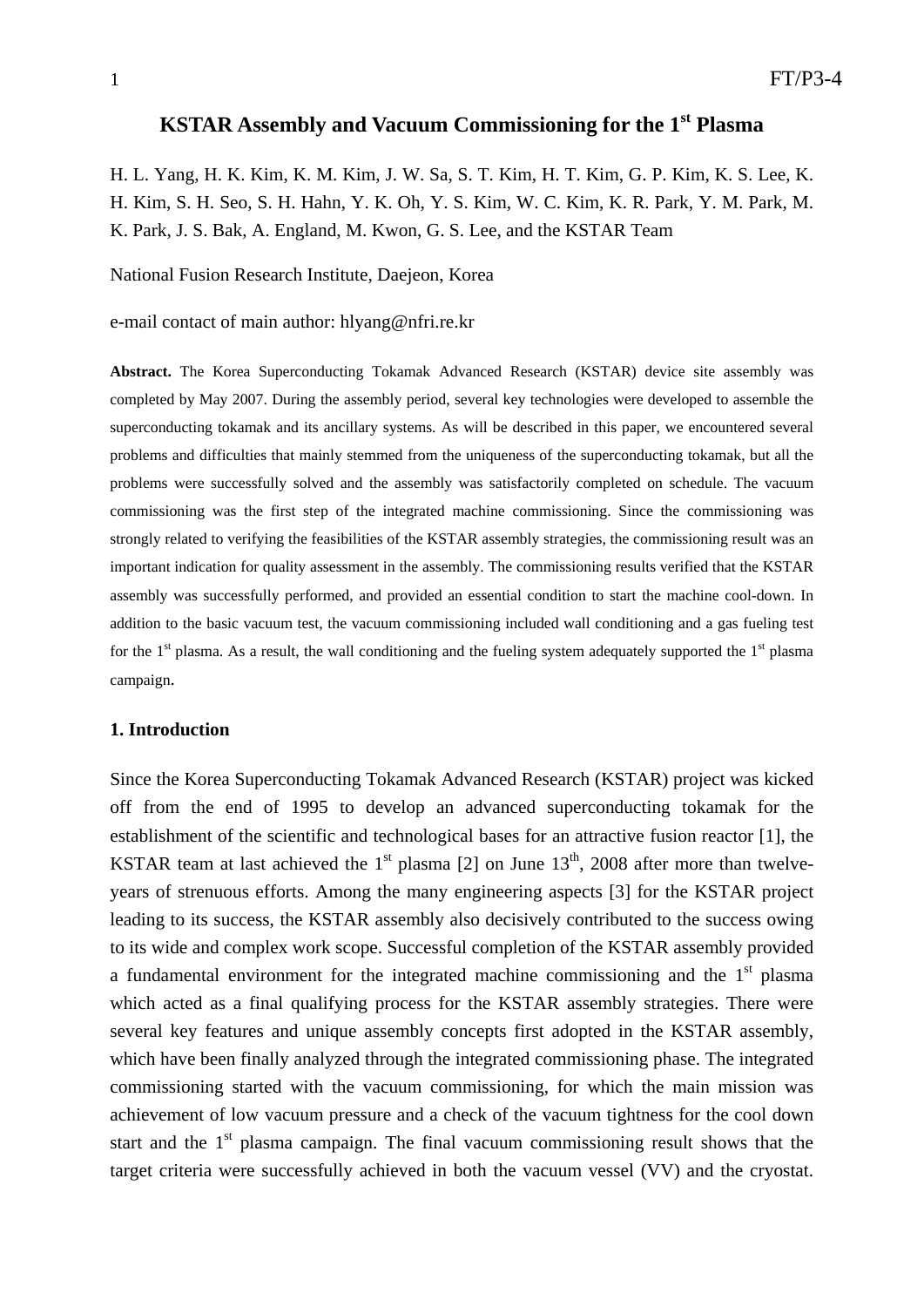# KSTAR Assembly and Vacuum Commissioning for the 1st Plasma

H. L. Yang, H. K. Kim, K. M. Kim, J. W. Sa, S. T. Kim, H. T. Kim, G. P. Kim, K. S. Lee, K. H. Kim, S. H. Seo, S. H. Hahn, Y. K. Oh, Y. S. Kim, W. C. Kim, K. R. Park, Y. M. Park, M. K. Park, J. S. Bak, A. England, M. Kwon, G. S. Lee, and the KSTAR Team

National Fusion Research Institute, Daejeon, Korea

e-mail contact of main author: hlyang@nfri.re.kr

**Abstract.** The Korea Superconducting Tokamak Advanced Research (KSTAR) device site assembly was completed by May 2007. During the assembly period, several key technologies were developed to assemble the superconducting tokamak and its ancillary systems. As will be described in this paper, we encountered several problems and difficulties that mainly stemmed from the uniqueness of the superconducting tokamak, but all the problems were successfully solved and the assembly was satisfactorily completed on schedule. The vacuum commissioning was the first step of the integrated machine commissioning. Since the commissioning was strongly related to verifying the feasibilities of the KSTAR assembly strategies, the commissioning result was an important indication for quality assessment in the assembly. The commissioning results verified that the KSTAR assembly was successfully performed, and provided an essential condition to start the machine cool-down. In addition to the basic vacuum test, the vacuum commissioning included wall conditioning and a gas fueling test for the 1st plasma. As a result, the wall conditioning and the fueling system adequately supported the 1st plasma campaign.

## 1. Introduction

Since the Korea Superconducting Tokamak Advanced Research (KSTAR) project was kicked off from the end of 1995 to develop an advanced superconducting tokamak for the establishment of the scientific and technological bases for an attractive fusion reactor [1], the KSTAR team at last achieved the 1st plasma [2] on June 13th, 2008 after more than twelve-years of strenuous efforts. Among the many engineering aspects [3] for the KSTAR project leading to its success, the KSTAR assembly also decisively contributed to the success owing to its wide and complex work scope. Successful completion of the KSTAR assembly provided a fundamental environment for the integrated machine commissioning and the 1st plasma which acted as a final qualifying process for the KSTAR assembly strategies. There were several key features and unique assembly concepts first adopted in the KSTAR assembly, which have been finally analyzed through the integrated commissioning phase. The integrated commissioning started with the vacuum commissioning, for which the main mission was achievement of low vacuum pressure and a check of the vacuum tightness for the cool down start and the 1st plasma campaign. The final vacuum commissioning result shows that the target criteria were successfully achieved in both the vacuum vessel (VV) and the cryostat.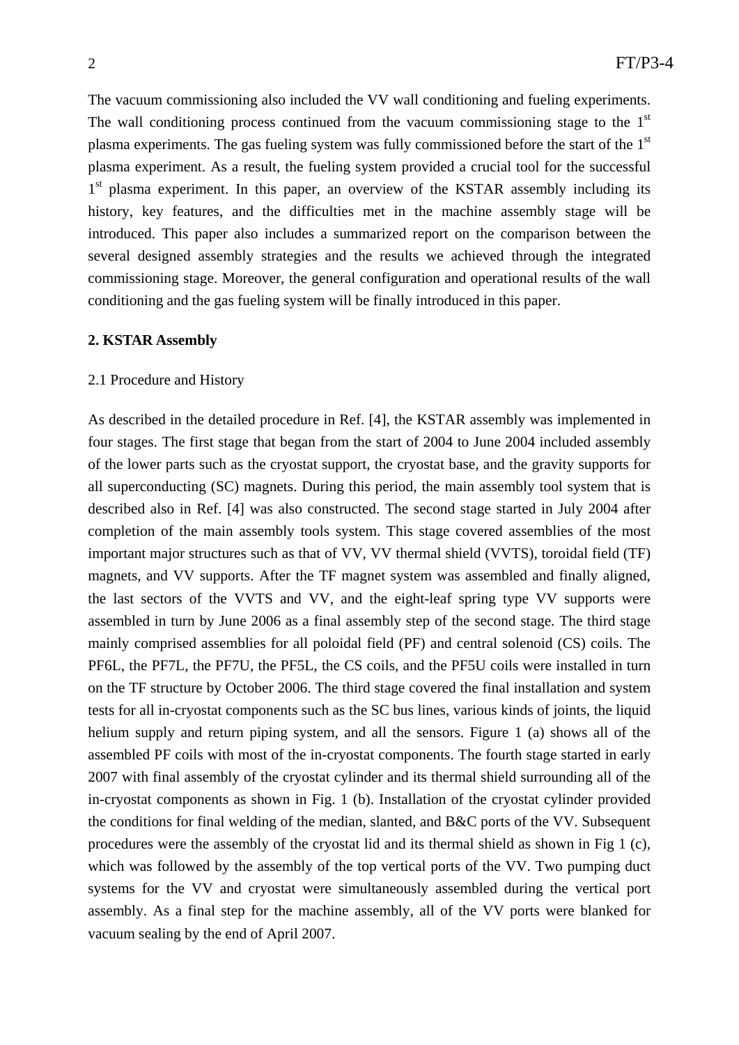The vacuum commissioning also included the VV wall conditioning and fueling experiments. The wall conditioning process continued from the vacuum commissioning stage to the 1st plasma experiments. The gas fueling system was fully commissioned before the start of the 1st plasma experiment. As a result, the fueling system provided a crucial tool for the successful 1st plasma experiment. In this paper, an overview of the KSTAR assembly including its history, key features, and the difficulties met in the machine assembly stage will be introduced. This paper also includes a summarized report on the comparison between the several designed assembly strategies and the results we achieved through the integrated commissioning stage. Moreover, the general configuration and operational results of the wall conditioning and the gas fueling system will be finally introduced in this paper.

## 2. KSTAR Assembly

### 2.1 Procedure and History

As described in the detailed procedure in Ref. [4], the KSTAR assembly was implemented in four stages. The first stage that began from the start of 2004 to June 2004 included assembly of the lower parts such as the cryostat support, the cryostat base, and the gravity supports for all superconducting (SC) magnets. During this period, the main assembly tool system that is described also in Ref. [4] was also constructed. The second stage started in July 2004 after completion of the main assembly tools system. This stage covered assemblies of the most important major structures such as that of VV, VV thermal shield (VVTS), toroidal field (TF) magnets, and VV supports. After the TF magnet system was assembled and finally aligned, the last sectors of the VVTS and VV, and the eight-leaf spring type VV supports were assembled in turn by June 2006 as a final assembly step of the second stage. The third stage mainly comprised assemblies for all poloidal field (PF) and central solenoid (CS) coils. The PF6L, the PF7L, the PF7U, the PF5L, the CS coils, and the PF5U coils were installed in turn on the TF structure by October 2006. The third stage covered the final installation and system tests for all in-cryostat components such as the SC bus lines, various kinds of joints, the liquid helium supply and return piping system, and all the sensors. Figure 1 (a) shows all of the assembled PF coils with most of the in-cryostat components. The fourth stage started in early 2007 with final assembly of the cryostat cylinder and its thermal shield surrounding all of the in-cryostat components as shown in Fig. 1 (b). Installation of the cryostat cylinder provided the conditions for final welding of the median, slanted, and B&C ports of the VV. Subsequent procedures were the assembly of the cryostat lid and its thermal shield as shown in Fig 1 (c), which was followed by the assembly of the top vertical ports of the VV. Two pumping duct systems for the VV and cryostat were simultaneously assembled during the vertical port assembly. As a final step for the machine assembly, all of the VV ports were blanked for vacuum sealing by the end of April 2007.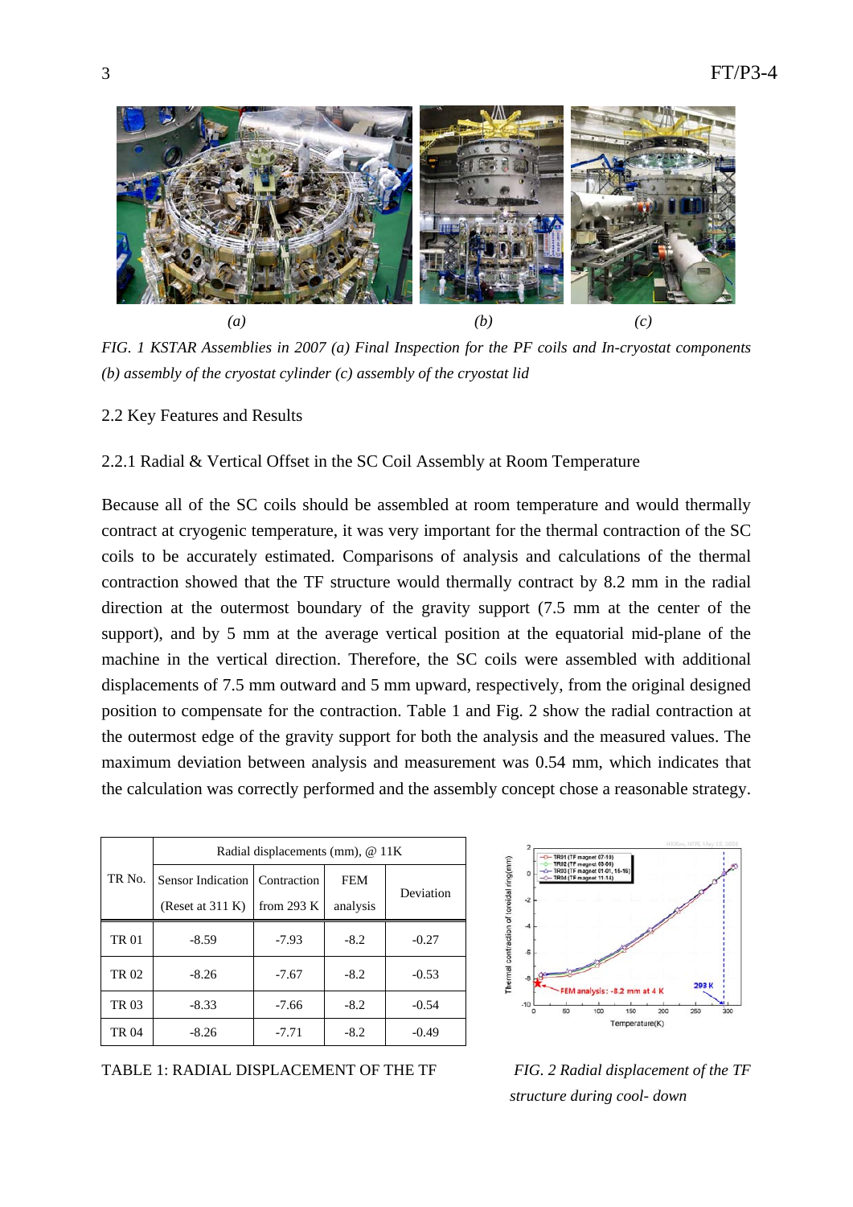*(a)* *(b)* *(c)*

*FIG. 1 KSTAR Assemblies in 2007 (a) Final Inspection for the PF coils and In-cryostat components (b) assembly of the cryostat cylinder (c) assembly of the cryostat lid*

## 2.2 Key Features and Results

### 2.2.1 Radial & Vertical Offset in the SC Coil Assembly at Room Temperature

Because all of the SC coils should be assembled at room temperature and would thermally contract at cryogenic temperature, it was very important for the thermal contraction of the SC coils to be accurately estimated. Comparisons of analysis and calculations of the thermal contraction showed that the TF structure would thermally contract by 8.2 mm in the radial direction at the outermost boundary of the gravity support (7.5 mm at the center of the support), and by 5 mm at the average vertical position at the equatorial mid-plane of the machine in the vertical direction. Therefore, the SC coils were assembled with additional displacements of 7.5 mm outward and 5 mm upward, respectively, from the original designed position to compensate for the contraction. Table 1 and Fig. 2 show the radial contraction at the outermost edge of the gravity support for both the analysis and the measured values. The maximum deviation between analysis and measurement was 0.54 mm, which indicates that the calculation was correctly performed and the assembly concept chose a reasonable strategy.

| TR No. | Radial displacements (mm), @ 11K | | | |
|---|---|---|---|---|
| | Sensor Indication (Reset at 311 K) | Contraction from 293 K | FEM analysis | Deviation |
| TR 01 | -8.59 | -7.93 | -8.2 | -0.27 |
| TR 02 | -8.26 | -7.67 | -8.2 | -0.53 |
| TR 03 | -8.33 | -7.66 | -8.2 | -0.54 |
| TR 04 | -8.26 | -7.71 | -8.2 | -0.49 |

TABLE 1: RADIAL DISPLACEMENT OF THE TF

*FIG. 2 Radial displacement of the TF structure during cool- down*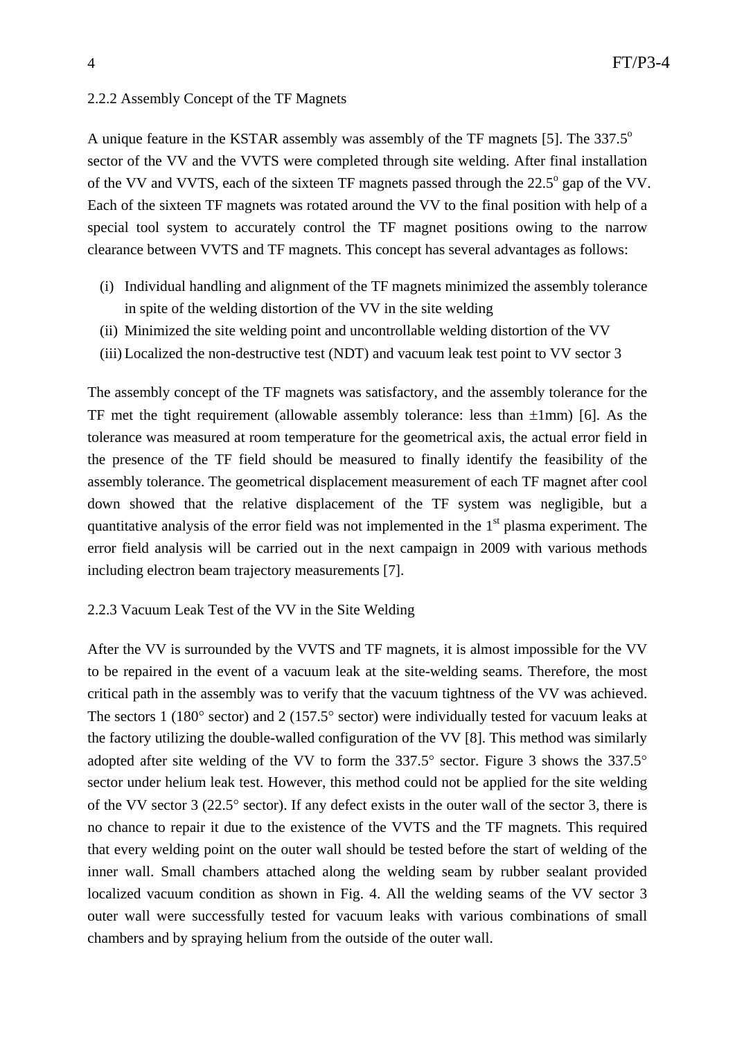### 2.2.2 Assembly Concept of the TF Magnets

A unique feature in the KSTAR assembly was assembly of the TF magnets [5]. The 337.5$^o$ sector of the VV and the VVTS were completed through site welding. After final installation of the VV and VVTS, each of the sixteen TF magnets passed through the 22.5$^o$ gap of the VV. Each of the sixteen TF magnets was rotated around the VV to the final position with help of a special tool system to accurately control the TF magnet positions owing to the narrow clearance between VVTS and TF magnets. This concept has several advantages as follows:

- (i) Individual handling and alignment of the TF magnets minimized the assembly tolerance in spite of the welding distortion of the VV in the site welding
- (ii) Minimized the site welding point and uncontrollable welding distortion of the VV
- (iii) Localized the non-destructive test (NDT) and vacuum leak test point to VV sector 3

The assembly concept of the TF magnets was satisfactory, and the assembly tolerance for the TF met the tight requirement (allowable assembly tolerance: less than ±1mm) [6]. As the tolerance was measured at room temperature for the geometrical axis, the actual error field in the presence of the TF field should be measured to finally identify the feasibility of the assembly tolerance. The geometrical displacement measurement of each TF magnet after cool down showed that the relative displacement of the TF system was negligible, but a quantitative analysis of the error field was not implemented in the 1st plasma experiment. The error field analysis will be carried out in the next campaign in 2009 with various methods including electron beam trajectory measurements [7].

### 2.2.3 Vacuum Leak Test of the VV in the Site Welding

After the VV is surrounded by the VVTS and TF magnets, it is almost impossible for the VV to be repaired in the event of a vacuum leak at the site-welding seams. Therefore, the most critical path in the assembly was to verify that the vacuum tightness of the VV was achieved. The sectors 1 (180° sector) and 2 (157.5° sector) were individually tested for vacuum leaks at the factory utilizing the double-walled configuration of the VV [8]. This method was similarly adopted after site welding of the VV to form the 337.5° sector. Figure 3 shows the 337.5° sector under helium leak test. However, this method could not be applied for the site welding of the VV sector 3 (22.5° sector). If any defect exists in the outer wall of the sector 3, there is no chance to repair it due to the existence of the VVTS and the TF magnets. This required that every welding point on the outer wall should be tested before the start of welding of the inner wall. Small chambers attached along the welding seam by rubber sealant provided localized vacuum condition as shown in Fig. 4. All the welding seams of the VV sector 3 outer wall were successfully tested for vacuum leaks with various combinations of small chambers and by spraying helium from the outside of the outer wall.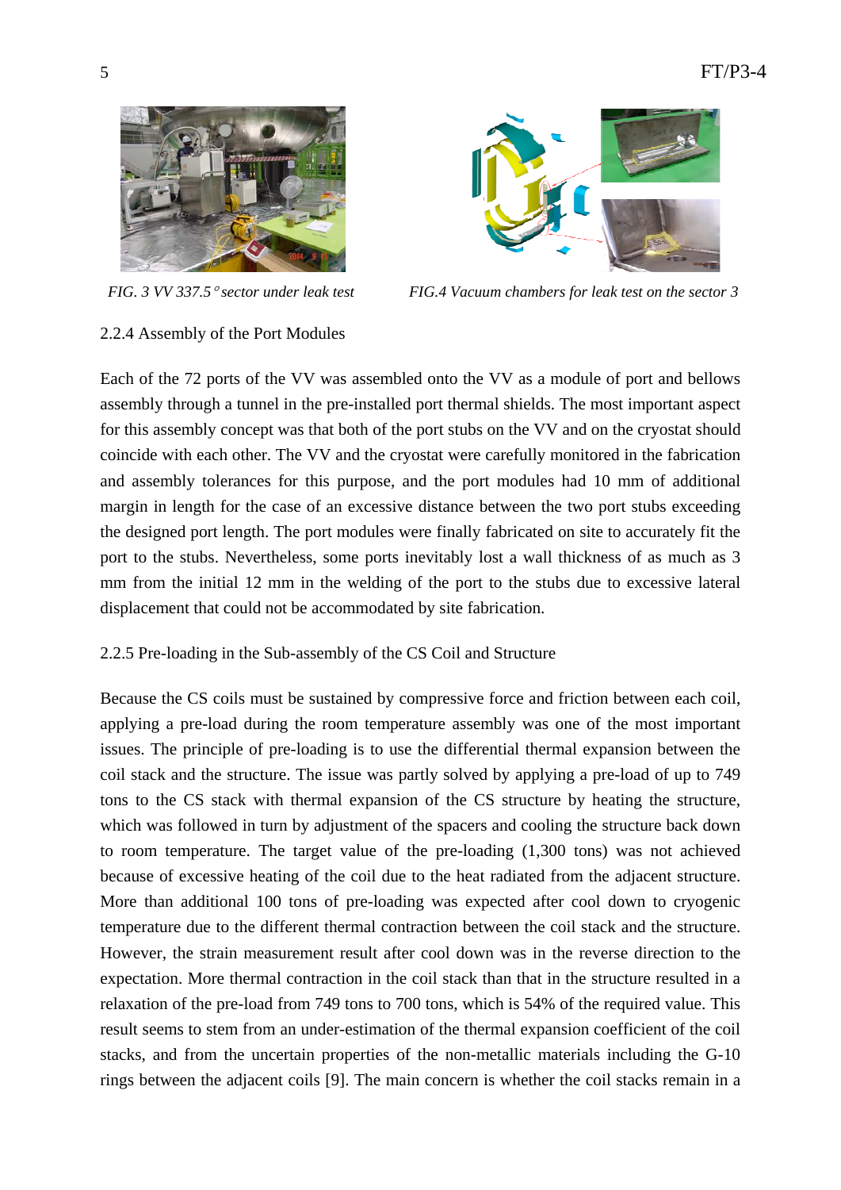*FIG. 3 VV 337.5° sector under leak test*

*FIG.4 Vacuum chambers for leak test on the sector 3*

### 2.2.4 Assembly of the Port Modules

Each of the 72 ports of the VV was assembled onto the VV as a module of port and bellows assembly through a tunnel in the pre-installed port thermal shields. The most important aspect for this assembly concept was that both of the port stubs on the VV and on the cryostat should coincide with each other. The VV and the cryostat were carefully monitored in the fabrication and assembly tolerances for this purpose, and the port modules had 10 mm of additional margin in length for the case of an excessive distance between the two port stubs exceeding the designed port length. The port modules were finally fabricated on site to accurately fit the port to the stubs. Nevertheless, some ports inevitably lost a wall thickness of as much as 3 mm from the initial 12 mm in the welding of the port to the stubs due to excessive lateral displacement that could not be accommodated by site fabrication.

### 2.2.5 Pre-loading in the Sub-assembly of the CS Coil and Structure

Because the CS coils must be sustained by compressive force and friction between each coil, applying a pre-load during the room temperature assembly was one of the most important issues. The principle of pre-loading is to use the differential thermal expansion between the coil stack and the structure. The issue was partly solved by applying a pre-load of up to 749 tons to the CS stack with thermal expansion of the CS structure by heating the structure, which was followed in turn by adjustment of the spacers and cooling the structure back down to room temperature. The target value of the pre-loading (1,300 tons) was not achieved because of excessive heating of the coil due to the heat radiated from the adjacent structure. More than additional 100 tons of pre-loading was expected after cool down to cryogenic temperature due to the different thermal contraction between the coil stack and the structure. However, the strain measurement result after cool down was in the reverse direction to the expectation. More thermal contraction in the coil stack than that in the structure resulted in a relaxation of the pre-load from 749 tons to 700 tons, which is 54% of the required value. This result seems to stem from an under-estimation of the thermal expansion coefficient of the coil stacks, and from the uncertain properties of the non-metallic materials including the G-10 rings between the adjacent coils [9]. The main concern is whether the coil stacks remain in a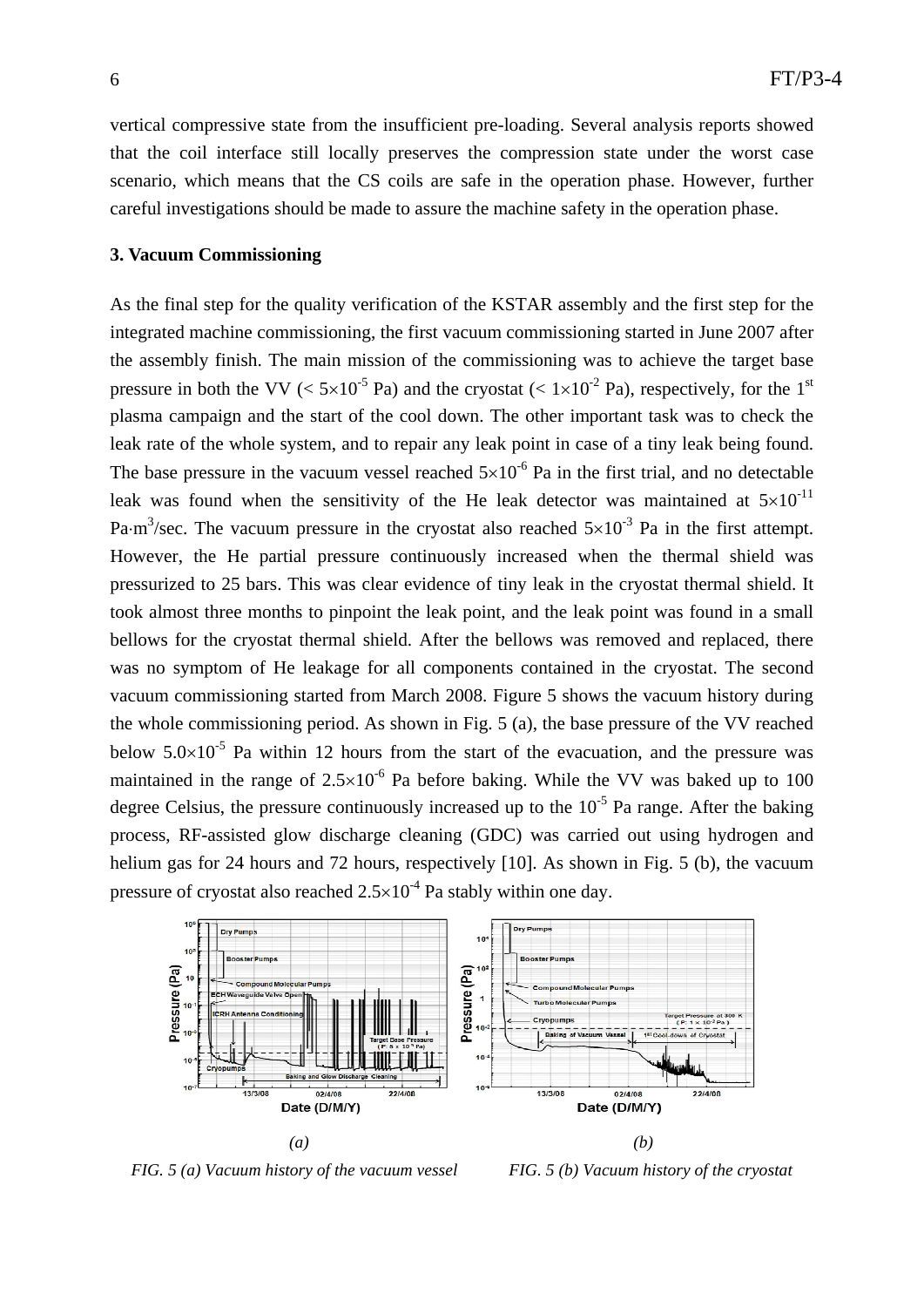vertical compressive state from the insufficient pre-loading. Several analysis reports showed that the coil interface still locally preserves the compression state under the worst case scenario, which means that the CS coils are safe in the operation phase. However, further careful investigations should be made to assure the machine safety in the operation phase.

### 3. Vacuum Commissioning

As the final step for the quality verification of the KSTAR assembly and the first step for the integrated machine commissioning, the first vacuum commissioning started in June 2007 after the assembly finish. The main mission of the commissioning was to achieve the target base pressure in both the VV ($< 5\times10^{-5}$ Pa) and the cryostat ($< 1\times10^{-2}$ Pa), respectively, for the 1st plasma campaign and the start of the cool down. The other important task was to check the leak rate of the whole system, and to repair any leak point in case of a tiny leak being found. The base pressure in the vacuum vessel reached $5\times10^{-6}$ Pa in the first trial, and no detectable leak was found when the sensitivity of the He leak detector was maintained at $5\times10^{-11}$ Pa·m$^3$/sec. The vacuum pressure in the cryostat also reached $5\times10^{-3}$ Pa in the first attempt. However, the He partial pressure continuously increased when the thermal shield was pressurized to 25 bars. This was clear evidence of tiny leak in the cryostat thermal shield. It took almost three months to pinpoint the leak point, and the leak point was found in a small bellows for the cryostat thermal shield. After the bellows was removed and replaced, there was no symptom of He leakage for all components contained in the cryostat. The second vacuum commissioning started from March 2008. Figure 5 shows the vacuum history during the whole commissioning period. As shown in Fig. 5 (a), the base pressure of the VV reached below $5.0\times10^{-5}$ Pa within 12 hours from the start of the evacuation, and the pressure was maintained in the range of $2.5\times10^{-6}$ Pa before baking. While the VV was baked up to 100 degree Celsius, the pressure continuously increased up to the $10^{-5}$ Pa range. After the baking process, RF-assisted glow discharge cleaning (GDC) was carried out using hydrogen and helium gas for 24 hours and 72 hours, respectively [10]. As shown in Fig. 5 (b), the vacuum pressure of cryostat also reached $2.5\times10^{-4}$ Pa stably within one day.

*(a)*

*FIG. 5 (a) Vacuum history of the vacuum vessel*

*(b)*

*FIG. 5 (b) Vacuum history of the cryostat*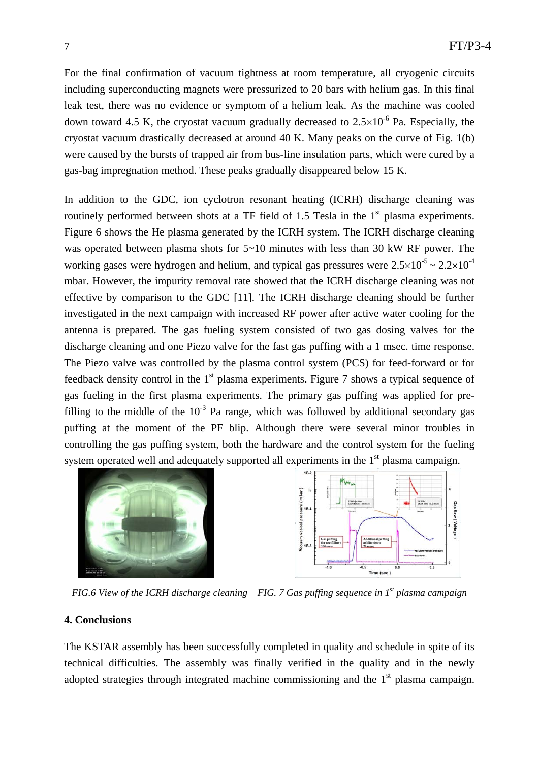For the final confirmation of vacuum tightness at room temperature, all cryogenic circuits including superconducting magnets were pressurized to 20 bars with helium gas. In this final leak test, there was no evidence or symptom of a helium leak. As the machine was cooled down toward 4.5 K, the cryostat vacuum gradually decreased to $2.5\times10^{-6}$ Pa. Especially, the cryostat vacuum drastically decreased at around 40 K. Many peaks on the curve of Fig. 1(b) were caused by the bursts of trapped air from bus-line insulation parts, which were cured by a gas-bag impregnation method. These peaks gradually disappeared below 15 K.

In addition to the GDC, ion cyclotron resonant heating (ICRH) discharge cleaning was routinely performed between shots at a TF field of 1.5 Tesla in the 1st plasma experiments. Figure 6 shows the He plasma generated by the ICRH system. The ICRH discharge cleaning was operated between plasma shots for 5~10 minutes with less than 30 kW RF power. The working gases were hydrogen and helium, and typical gas pressures were $2.5\times10^{-5} \sim 2.2\times10^{-4}$ mbar. However, the impurity removal rate showed that the ICRH discharge cleaning was not effective by comparison to the GDC [11]. The ICRH discharge cleaning should be further investigated in the next campaign with increased RF power after active water cooling for the antenna is prepared. The gas fueling system consisted of two gas dosing valves for the discharge cleaning and one Piezo valve for the fast gas puffing with a 1 msec. time response. The Piezo valve was controlled by the plasma control system (PCS) for feed-forward or for feedback density control in the 1st plasma experiments. Figure 7 shows a typical sequence of gas fueling in the first plasma experiments. The primary gas puffing was applied for pre-filling to the middle of the $10^{-3}$ Pa range, which was followed by additional secondary gas puffing at the moment of the PF blip. Although there were several minor troubles in controlling the gas puffing system, both the hardware and the control system for the fueling system operated well and adequately supported all experiments in the 1st plasma campaign.

*FIG.6 View of the ICRH discharge cleaning*

*FIG. 7 Gas puffing sequence in 1st plasma campaign*

## 4. Conclusions

The KSTAR assembly has been successfully completed in quality and schedule in spite of its technical difficulties. The assembly was finally verified in the quality and in the newly adopted strategies through integrated machine commissioning and the 1st plasma campaign.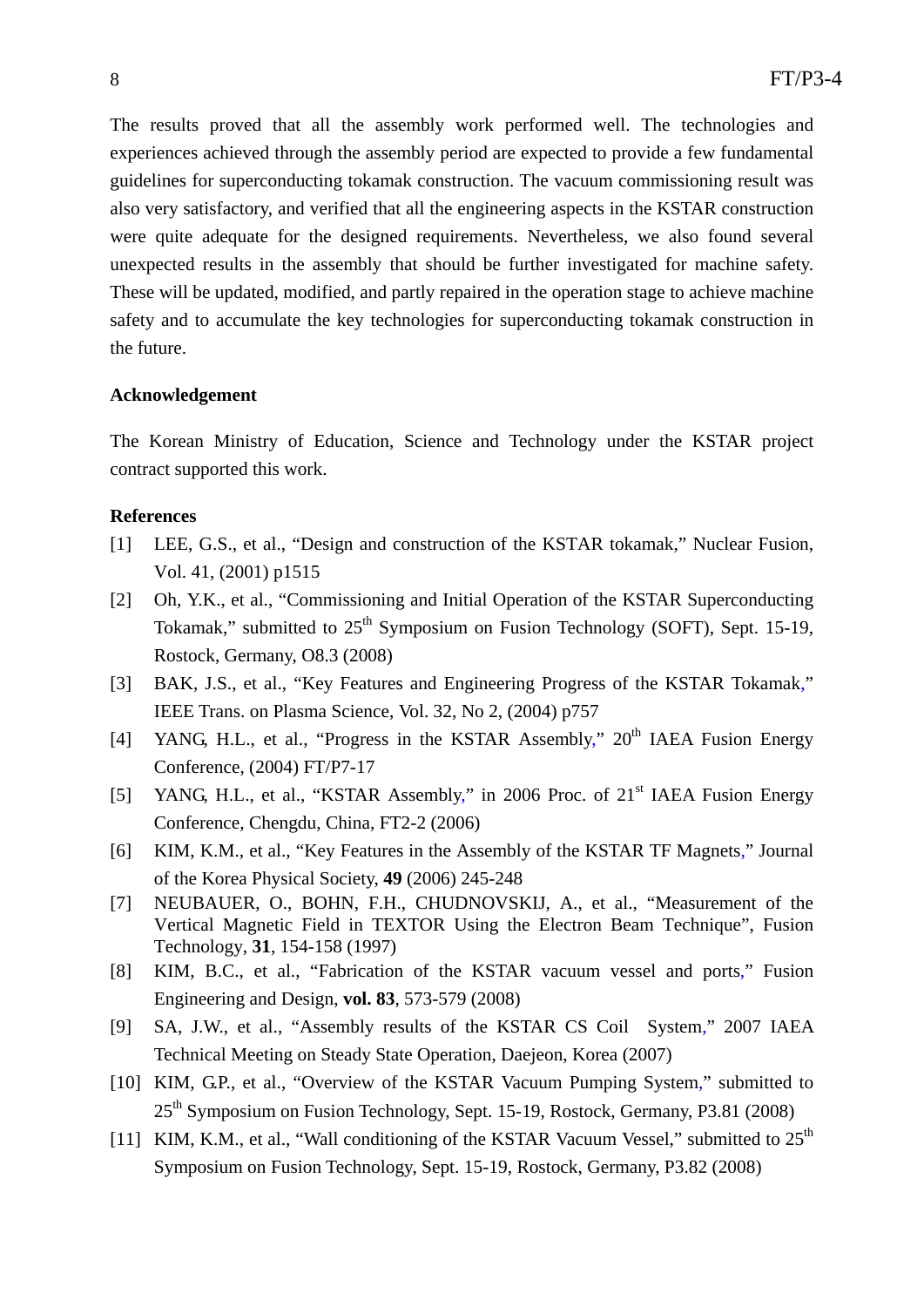The results proved that all the assembly work performed well. The technologies and experiences achieved through the assembly period are expected to provide a few fundamental guidelines for superconducting tokamak construction. The vacuum commissioning result was also very satisfactory, and verified that all the engineering aspects in the KSTAR construction were quite adequate for the designed requirements. Nevertheless, we also found several unexpected results in the assembly that should be further investigated for machine safety. These will be updated, modified, and partly repaired in the operation stage to achieve machine safety and to accumulate the key technologies for superconducting tokamak construction in the future.

**Acknowledgement**

The Korean Ministry of Education, Science and Technology under the KSTAR project contract supported this work.

**References**

[1] LEE, G.S., et al., "Design and construction of the KSTAR tokamak," Nuclear Fusion, Vol. 41, (2001) p1515

[2] Oh, Y.K., et al., "Commissioning and Initial Operation of the KSTAR Superconducting Tokamak," submitted to 25th Symposium on Fusion Technology (SOFT), Sept. 15-19, Rostock, Germany, O8.3 (2008)

[3] BAK, J.S., et al., "Key Features and Engineering Progress of the KSTAR Tokamak," IEEE Trans. on Plasma Science, Vol. 32, No 2, (2004) p757

[4] YANG, H.L., et al., "Progress in the KSTAR Assembly," 20th IAEA Fusion Energy Conference, (2004) FT/P7-17

[5] YANG, H.L., et al., "KSTAR Assembly," in 2006 Proc. of 21st IAEA Fusion Energy Conference, Chengdu, China, FT2-2 (2006)

[6] KIM, K.M., et al., "Key Features in the Assembly of the KSTAR TF Magnets," Journal of the Korea Physical Society, **49** (2006) 245-248

[7] NEUBAUER, O., BOHN, F.H., CHUDNOVSKIJ, A., et al., "Measurement of the Vertical Magnetic Field in TEXTOR Using the Electron Beam Technique", Fusion Technology, **31**, 154-158 (1997)

[8] KIM, B.C., et al., "Fabrication of the KSTAR vacuum vessel and ports," Fusion Engineering and Design, **vol. 83**, 573-579 (2008)

[9] SA, J.W., et al., "Assembly results of the KSTAR CS Coil System," 2007 IAEA Technical Meeting on Steady State Operation, Daejeon, Korea (2007)

[10] KIM, G.P., et al., "Overview of the KSTAR Vacuum Pumping System," submitted to 25th Symposium on Fusion Technology, Sept. 15-19, Rostock, Germany, P3.81 (2008)

[11] KIM, K.M., et al., "Wall conditioning of the KSTAR Vacuum Vessel," submitted to 25th Symposium on Fusion Technology, Sept. 15-19, Rostock, Germany, P3.82 (2008)